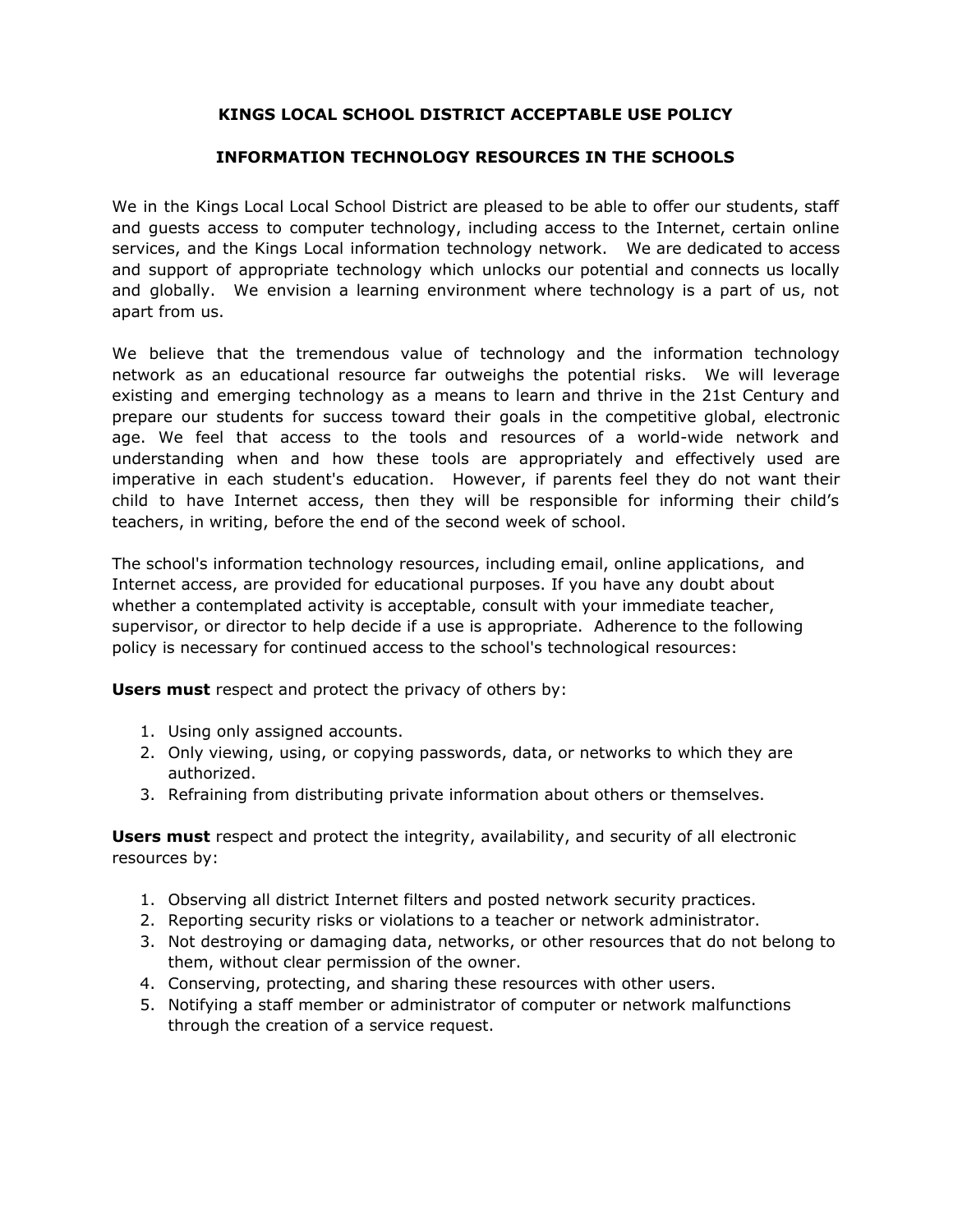# KINGS LOCAL SCHOOL DISTRICT ACCEPTABLE USE POLICY

## INFORMATION TECHNOLOGY RESOURCES IN THE SCHOOLS

We in the Kings Local Local School District are pleased to be able to offer our students, staff and guests access to computer technology, including access to the Internet, certain online services, and the Kings Local information technology network. We are dedicated to access and support of appropriate technology which unlocks our potential and connects us locally and globally. We envision a learning environment where technology is a part of us, not apart from us.

We believe that the tremendous value of technology and the information technology network as an educational resource far outweighs the potential risks. We will leverage existing and emerging technology as a means to learn and thrive in the 21st Century and prepare our students for success toward their goals in the competitive global, electronic age. We feel that access to the tools and resources of a world-wide network and understanding when and how these tools are appropriately and effectively used are imperative in each student's education. However, if parents feel they do not want their child to have Internet access, then they will be responsible for informing their child's teachers, in writing, before the end of the second week of school.

The school's information technology resources, including email, online applications, and Internet access, are provided for educational purposes. If you have any doubt about whether a contemplated activity is acceptable, consult with your immediate teacher, supervisor, or director to help decide if a use is appropriate. Adherence to the following policy is necessary for continued access to the school's technological resources:

**Users must** respect and protect the privacy of others by:

1. Using only assigned accounts.
2. Only viewing, using, or copying passwords, data, or networks to which they are authorized.
3. Refraining from distributing private information about others or themselves.

**Users must** respect and protect the integrity, availability, and security of all electronic resources by:

1. Observing all district Internet filters and posted network security practices.
2. Reporting security risks or violations to a teacher or network administrator.
3. Not destroying or damaging data, networks, or other resources that do not belong to them, without clear permission of the owner.
4. Conserving, protecting, and sharing these resources with other users.
5. Notifying a staff member or administrator of computer or network malfunctions through the creation of a service request.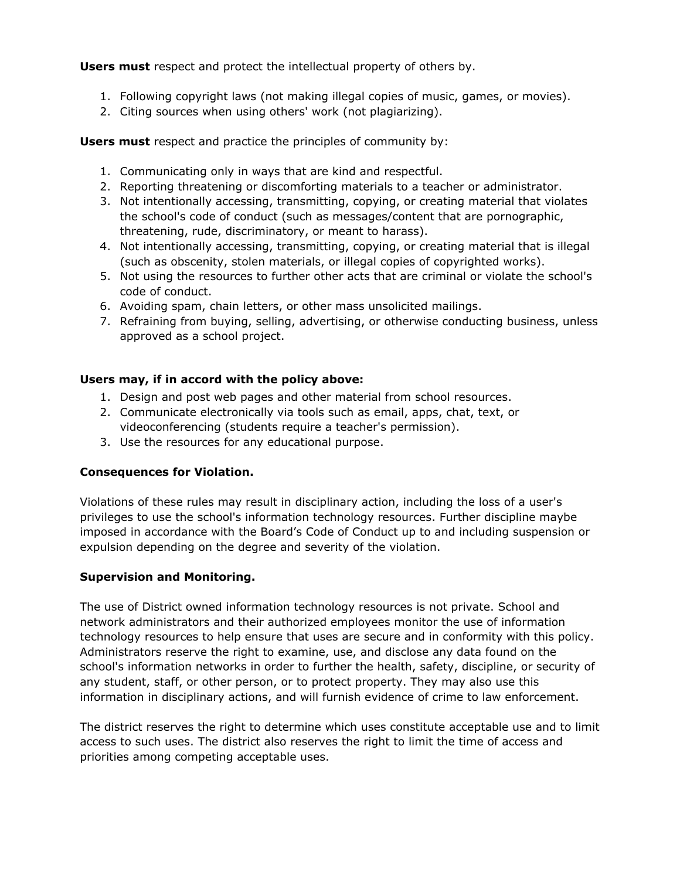**Users must** respect and protect the intellectual property of others by.

1. Following copyright laws (not making illegal copies of music, games, or movies).
2. Citing sources when using others' work (not plagiarizing).

**Users must** respect and practice the principles of community by:

1. Communicating only in ways that are kind and respectful.
2. Reporting threatening or discomforting materials to a teacher or administrator.
3. Not intentionally accessing, transmitting, copying, or creating material that violates the school's code of conduct (such as messages/content that are pornographic, threatening, rude, discriminatory, or meant to harass).
4. Not intentionally accessing, transmitting, copying, or creating material that is illegal (such as obscenity, stolen materials, or illegal copies of copyrighted works).
5. Not using the resources to further other acts that are criminal or violate the school's code of conduct.
6. Avoiding spam, chain letters, or other mass unsolicited mailings.
7. Refraining from buying, selling, advertising, or otherwise conducting business, unless approved as a school project.

**Users may, if in accord with the policy above:**

1. Design and post web pages and other material from school resources.
2. Communicate electronically via tools such as email, apps, chat, text, or videoconferencing (students require a teacher's permission).
3. Use the resources for any educational purpose.

**Consequences for Violation.**

Violations of these rules may result in disciplinary action, including the loss of a user's privileges to use the school's information technology resources. Further discipline maybe imposed in accordance with the Board's Code of Conduct up to and including suspension or expulsion depending on the degree and severity of the violation.

**Supervision and Monitoring.**

The use of District owned information technology resources is not private. School and network administrators and their authorized employees monitor the use of information technology resources to help ensure that uses are secure and in conformity with this policy. Administrators reserve the right to examine, use, and disclose any data found on the school's information networks in order to further the health, safety, discipline, or security of any student, staff, or other person, or to protect property. They may also use this information in disciplinary actions, and will furnish evidence of crime to law enforcement.

The district reserves the right to determine which uses constitute acceptable use and to limit access to such uses. The district also reserves the right to limit the time of access and priorities among competing acceptable uses.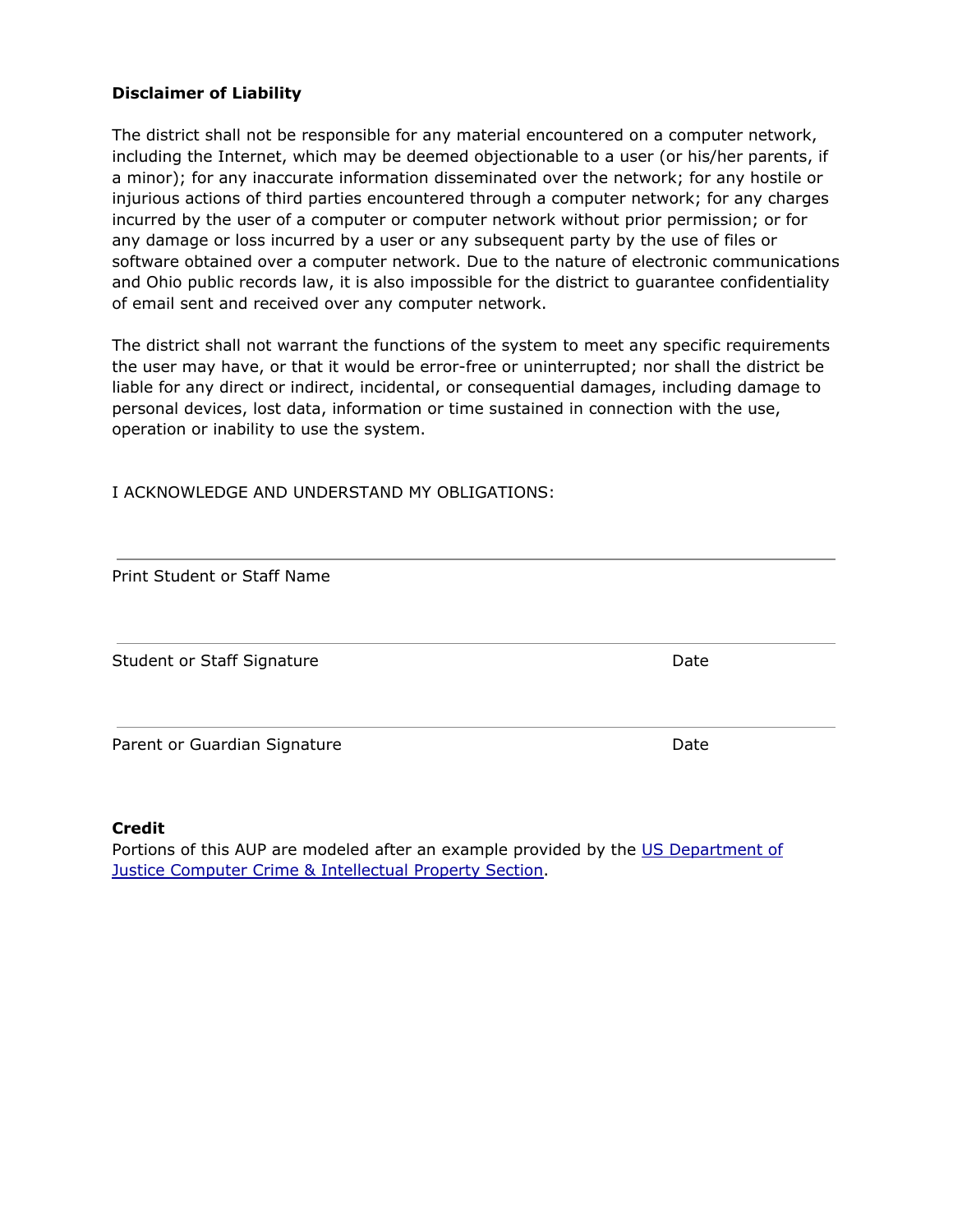**Disclaimer of Liability**

The district shall not be responsible for any material encountered on a computer network, including the Internet, which may be deemed objectionable to a user (or his/her parents, if a minor); for any inaccurate information disseminated over the network; for any hostile or injurious actions of third parties encountered through a computer network; for any charges incurred by the user of a computer or computer network without prior permission; or for any damage or loss incurred by a user or any subsequent party by the use of files or software obtained over a computer network. Due to the nature of electronic communications and Ohio public records law, it is also impossible for the district to guarantee confidentiality of email sent and received over any computer network.

The district shall not warrant the functions of the system to meet any specific requirements the user may have, or that it would be error-free or uninterrupted; nor shall the district be liable for any direct or indirect, incidental, or consequential damages, including damage to personal devices, lost data, information or time sustained in connection with the use, operation or inability to use the system.

I ACKNOWLEDGE AND UNDERSTAND MY OBLIGATIONS:

\_\_\_\_\_\_\_\_\_\_\_\_\_\_\_\_\_\_\_\_\_\_\_\_\_\_\_\_\_\_\_\_\_\_\_\_\_\_\_\_\_\_\_\_\_\_\_\_\_\_\_\_\_\_\_\_\_\_\_\_\_\_

Print Student or Staff Name

\_\_\_\_\_\_\_\_\_\_\_\_\_\_\_\_\_\_\_\_\_\_\_\_\_\_\_\_\_\_\_\_\_\_\_\_\_\_\_\_\_\_\_\_\_\_\_\_\_\_\_\_\_\_\_\_\_\_\_\_\_\_

Student or Staff Signature Date

\_\_\_\_\_\_\_\_\_\_\_\_\_\_\_\_\_\_\_\_\_\_\_\_\_\_\_\_\_\_\_\_\_\_\_\_\_\_\_\_\_\_\_\_\_\_\_\_\_\_\_\_\_\_\_\_\_\_\_\_\_\_

Parent or Guardian Signature Date

**Credit**

Portions of this AUP are modeled after an example provided by the US Department of Justice Computer Crime & Intellectual Property Section.